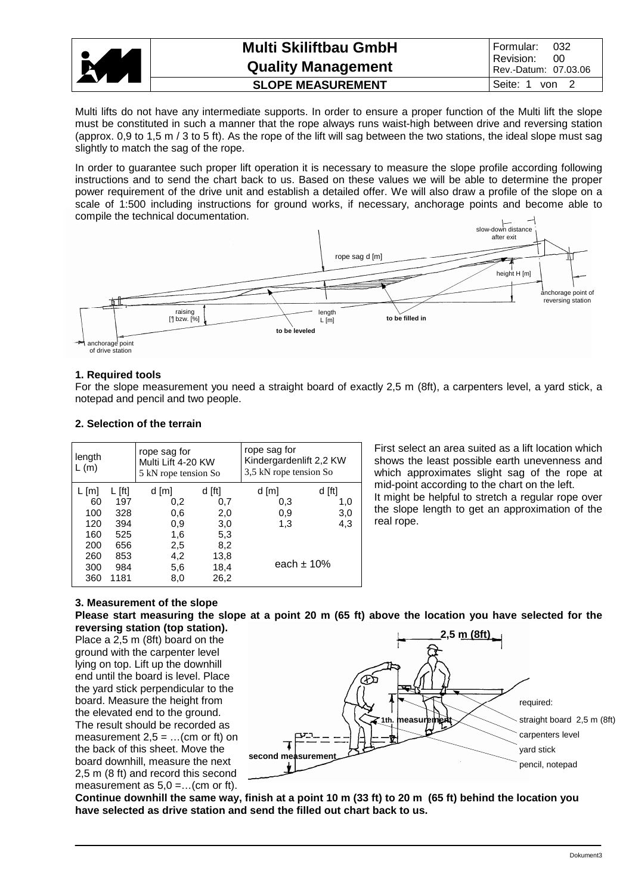| Multi Skiliftbau GmbH Quality Management | Formular: 032 Revision: 00 Rev.-Datum: 07.03.06 |
|---|---|
| **SLOPE MEASUREMENT** | |

Multi lifts do not have any intermediate supports. In order to ensure a proper function of the Multi lift the slope must be constituted in such a manner that the rope always runs waist-high between drive and reversing station (approx. 0,9 to 1,5 m / 3 to 5 ft). As the rope of the lift will sag between the two stations, the ideal slope must sag slightly to match the sag of the rope.

In order to guarantee such proper lift operation it is necessary to measure the slope profile according following instructions and to send the chart back to us. Based on these values we will be able to determine the proper power requirement of the drive unit and establish a detailed offer. We will also draw a profile of the slope on a scale of 1:500 including instructions for ground works, if necessary, anchorage points and become able to compile the technical documentation.

slow-down distance after exit

rope sag d [m]

height H [m]

anchorage point of reversing station

raising [°] bzw. [%]

length L [m]

to be filled in

to be leveled

anchorage point of drive station

## 1. Required tools

For the slope measurement you need a straight board of exactly 2,5 m (8ft), a carpenters level, a yard stick, a notepad and pencil and two people.

## 2. Selection of the terrain

| length L (m) | | rope sag for Multi Lift 4-20 KW 5 kN rope tension So | | rope sag for Kindergardenlift 2,2 KW 3,5 kN rope tension So | |
|---|---|---|---|---|---|
| L [m] | L [ft] | d [m] | d [ft] | d [m] | d [ft] |
| 60 | 197 | 0,2 | 0,7 | 0,3 | 1,0 |
| 100 | 328 | 0,6 | 2,0 | 0,9 | 3,0 |
| 120 | 394 | 0,9 | 3,0 | 1,3 | 4,3 |
| 160 | 525 | 1,6 | 5,3 | | |
| 200 | 656 | 2,5 | 8,2 | | |
| 260 | 853 | 4,2 | 13,8 | each ± 10% | |
| 300 | 984 | 5,6 | 18,4 | | |
| 360 | 1181 | 8,0 | 26,2 | | |

First select an area suited as a lift location which shows the least possible earth unevenness and which approximates slight sag of the rope at mid-point according to the chart on the left.

It might be helpful to stretch a regular rope over the slope length to get an approximation of the real rope.

## 3. Measurement of the slope

**Please start measuring the slope at a point 20 m (65 ft) above the location you have selected for the reversing station (top station).**

Place a 2,5 m (8ft) board on the ground with the carpenter level lying on top. Lift up the downhill end until the board is level. Place the yard stick perpendicular to the board. Measure the height from the elevated end to the ground. The result should be recorded as measurement 2,5 = …(cm or ft) on the back of this sheet. Move the board downhill, measure the next 2,5 m (8 ft) and record this second measurement as 5,0 =…(cm or ft).

2,5 m (8ft)

1th. measurement

second measurement

required:

straight board 2,5 m (8ft)

carpenters level

yard stick

pencil, notepad

**Continue downhill the same way, finish at a point 10 m (33 ft) to 20 m (65 ft) behind the location you have selected as drive station and send the filled out chart back to us.**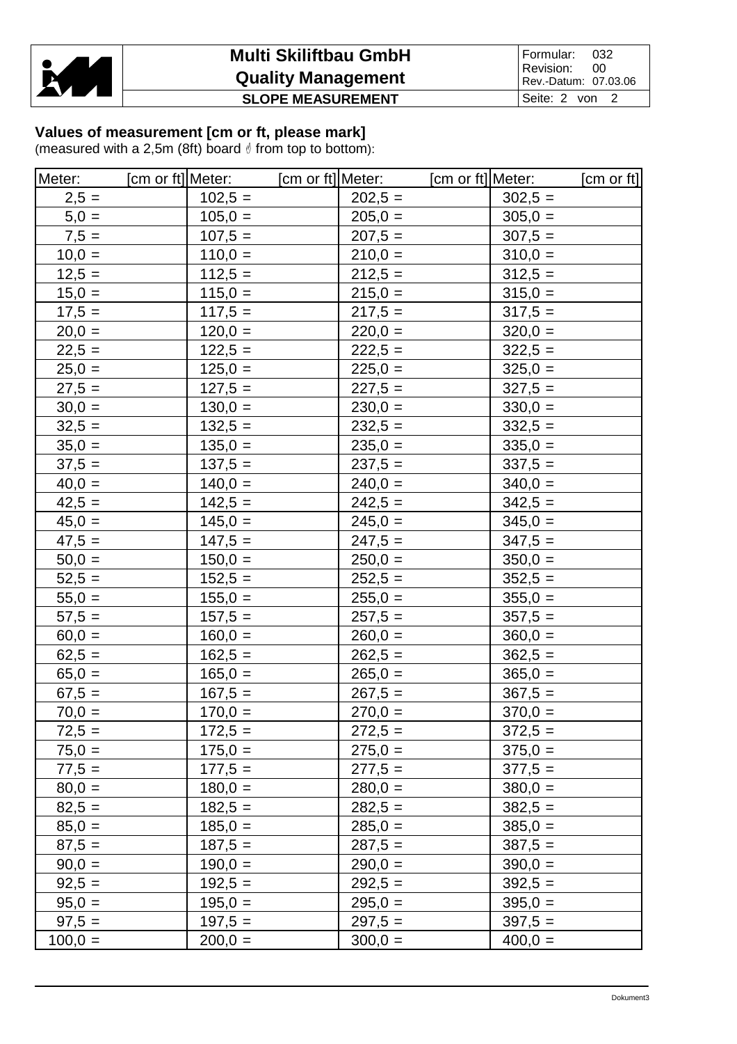Multi Skiliftbau GmbH

Quality Management

SLOPE MEASUREMENT

Formular: 032
Revision: 00
Rev.-Datum: 07.03.06

## Values of measurement [cm or ft, please mark]

(measured with a 2,5m (8ft) board ⇓ from top to bottom):

| Meter: | [cm or ft] | Meter: | [cm or ft] | Meter: | [cm or ft] | Meter: | [cm or ft] |
|---|---|---|---|---|---|---|---|
| 2,5 = | | 102,5 = | | 202,5 = | | 302,5 = | |
| 5,0 = | | 105,0 = | | 205,0 = | | 305,0 = | |
| 7,5 = | | 107,5 = | | 207,5 = | | 307,5 = | |
| 10,0 = | | 110,0 = | | 210,0 = | | 310,0 = | |
| 12,5 = | | 112,5 = | | 212,5 = | | 312,5 = | |
| 15,0 = | | 115,0 = | | 215,0 = | | 315,0 = | |
| 17,5 = | | 117,5 = | | 217,5 = | | 317,5 = | |
| 20,0 = | | 120,0 = | | 220,0 = | | 320,0 = | |
| 22,5 = | | 122,5 = | | 222,5 = | | 322,5 = | |
| 25,0 = | | 125,0 = | | 225,0 = | | 325,0 = | |
| 27,5 = | | 127,5 = | | 227,5 = | | 327,5 = | |
| 30,0 = | | 130,0 = | | 230,0 = | | 330,0 = | |
| 32,5 = | | 132,5 = | | 232,5 = | | 332,5 = | |
| 35,0 = | | 135,0 = | | 235,0 = | | 335,0 = | |
| 37,5 = | | 137,5 = | | 237,5 = | | 337,5 = | |
| 40,0 = | | 140,0 = | | 240,0 = | | 340,0 = | |
| 42,5 = | | 142,5 = | | 242,5 = | | 342,5 = | |
| 45,0 = | | 145,0 = | | 245,0 = | | 345,0 = | |
| 47,5 = | | 147,5 = | | 247,5 = | | 347,5 = | |
| 50,0 = | | 150,0 = | | 250,0 = | | 350,0 = | |
| 52,5 = | | 152,5 = | | 252,5 = | | 352,5 = | |
| 55,0 = | | 155,0 = | | 255,0 = | | 355,0 = | |
| 57,5 = | | 157,5 = | | 257,5 = | | 357,5 = | |
| 60,0 = | | 160,0 = | | 260,0 = | | 360,0 = | |
| 62,5 = | | 162,5 = | | 262,5 = | | 362,5 = | |
| 65,0 = | | 165,0 = | | 265,0 = | | 365,0 = | |
| 67,5 = | | 167,5 = | | 267,5 = | | 367,5 = | |
| 70,0 = | | 170,0 = | | 270,0 = | | 370,0 = | |
| 72,5 = | | 172,5 = | | 272,5 = | | 372,5 = | |
| 75,0 = | | 175,0 = | | 275,0 = | | 375,0 = | |
| 77,5 = | | 177,5 = | | 277,5 = | | 377,5 = | |
| 80,0 = | | 180,0 = | | 280,0 = | | 380,0 = | |
| 82,5 = | | 182,5 = | | 282,5 = | | 382,5 = | |
| 85,0 = | | 185,0 = | | 285,0 = | | 385,0 = | |
| 87,5 = | | 187,5 = | | 287,5 = | | 387,5 = | |
| 90,0 = | | 190,0 = | | 290,0 = | | 390,0 = | |
| 92,5 = | | 192,5 = | | 292,5 = | | 392,5 = | |
| 95,0 = | | 195,0 = | | 295,0 = | | 395,0 = | |
| 97,5 = | | 197,5 = | | 297,5 = | | 397,5 = | |
| 100,0 = | | 200,0 = | | 300,0 = | | 400,0 = | |